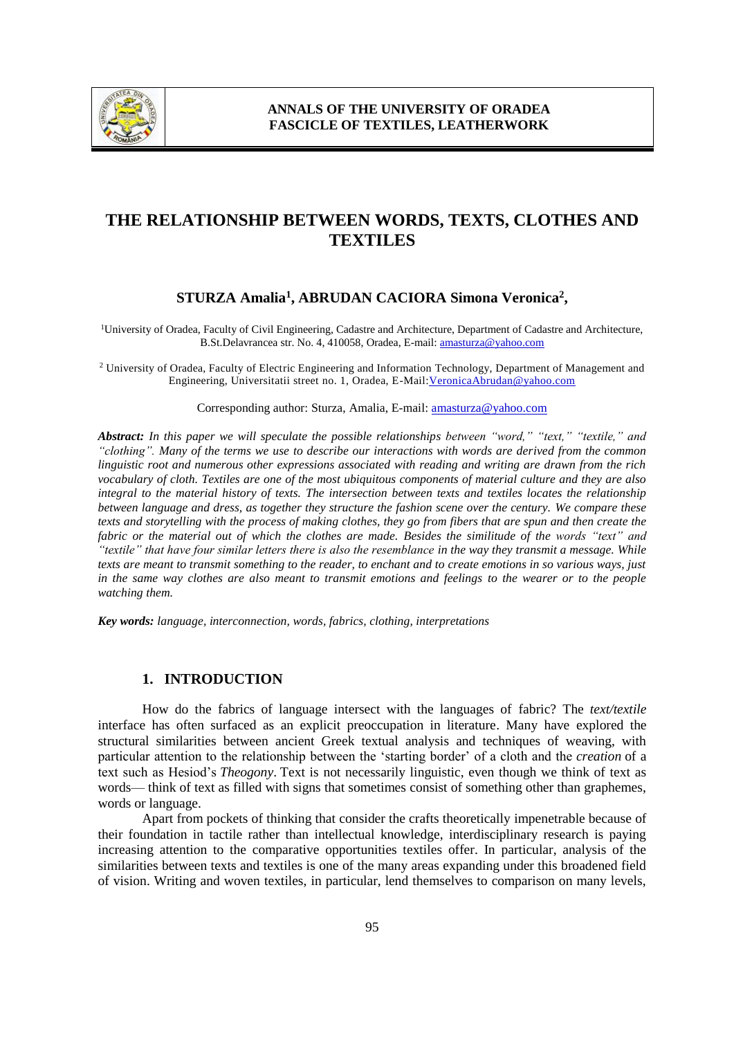# THE RELATIONSHIP BETWEEN WORDS, TEXTS, CLOTHES AND TEXTILES

**STURZA Amalia[1], ABRUDAN CACIORA Simona Veronica[2],**

[1]University of Oradea, Faculty of Civil Engineering, Cadastre and Architecture, Department of Cadastre and Architecture, B.St.Delavrancea str. No. 4, 410058, Oradea, E-mail: amasturza@yahoo.com

[2] University of Oradea, Faculty of Electric Engineering and Information Technology, Department of Management and Engineering, Universitatii street no. 1, Oradea, E-Mail:VeronicaAbrudan@yahoo.com

Corresponding author: Sturza, Amalia, E-mail: amasturza@yahoo.com

***Abstract:*** *In this paper we will speculate the possible relationships between "word," "text," "textile," and "clothing". Many of the terms we use to describe our interactions with words are derived from the common linguistic root and numerous other expressions associated with reading and writing are drawn from the rich vocabulary of cloth. Textiles are one of the most ubiquitous components of material culture and they are also integral to the material history of texts. The intersection between texts and textiles locates the relationship between language and dress, as together they structure the fashion scene over the century. We compare these texts and storytelling with the process of making clothes, they go from fibers that are spun and then create the fabric or the material out of which the clothes are made. Besides the similitude of the words "text" and "textile" that have four similar letters there is also the resemblance in the way they transmit a message. While texts are meant to transmit something to the reader, to enchant and to create emotions in so various ways, just in the same way clothes are also meant to transmit emotions and feelings to the wearer or to the people watching them.*

***Key words:*** *language, interconnection, words, fabrics, clothing, interpretations*

## 1. INTRODUCTION

How do the fabrics of language intersect with the languages of fabric? The *text/textile* interface has often surfaced as an explicit preoccupation in literature. Many have explored the structural similarities between ancient Greek textual analysis and techniques of weaving, with particular attention to the relationship between the 'starting border' of a cloth and the *creation* of a text such as Hesiod's *Theogony*. Text is not necessarily linguistic, even though we think of text as words— think of text as filled with signs that sometimes consist of something other than graphemes, words or language.

Apart from pockets of thinking that consider the crafts theoretically impenetrable because of their foundation in tactile rather than intellectual knowledge, interdisciplinary research is paying increasing attention to the comparative opportunities textiles offer. In particular, analysis of the similarities between texts and textiles is one of the many areas expanding under this broadened field of vision. Writing and woven textiles, in particular, lend themselves to comparison on many levels,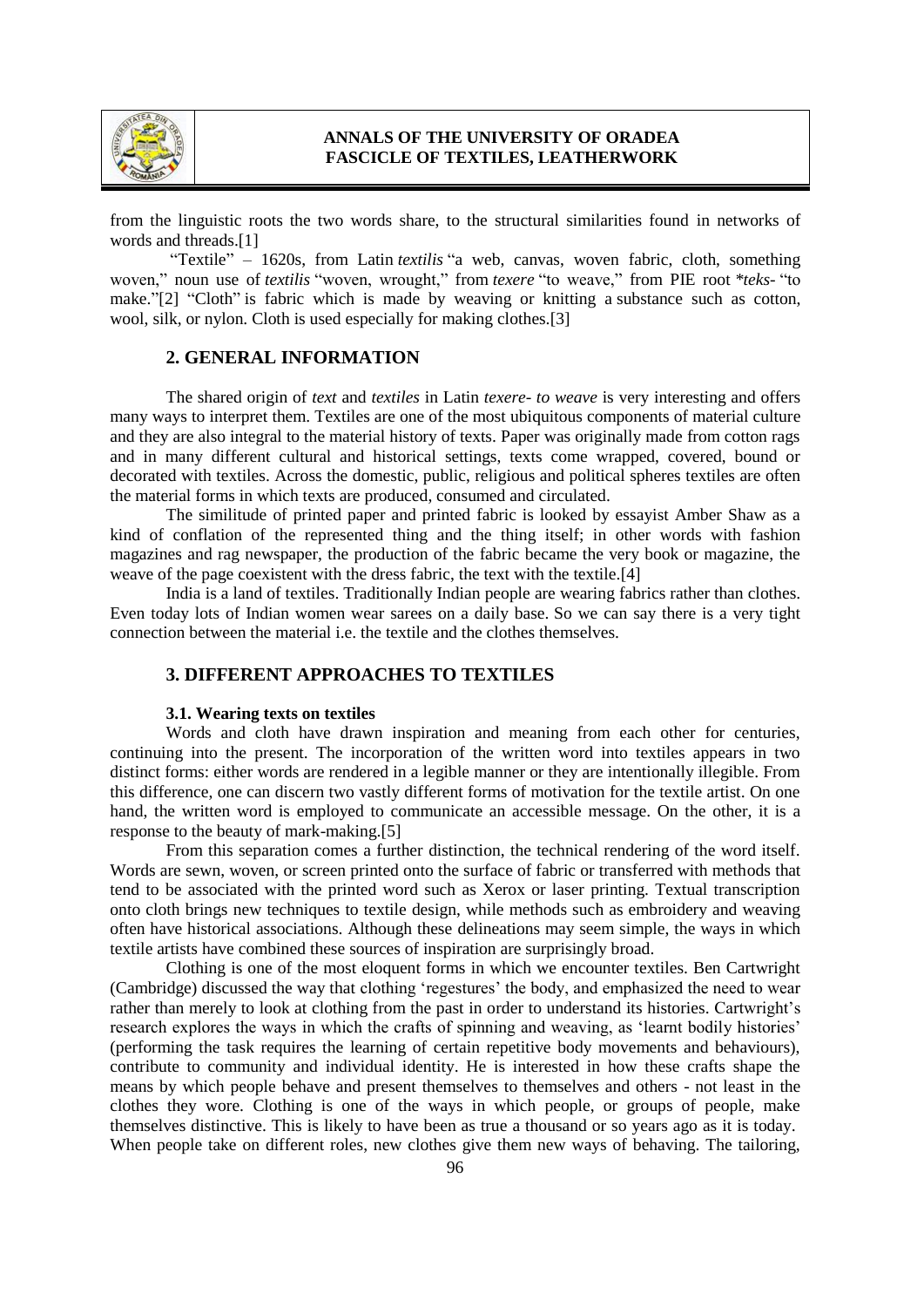from the linguistic roots the two words share, to the structural similarities found in networks of words and threads.[1]

"Textile" – 1620s, from Latin *textilis* "a web, canvas, woven fabric, cloth, something woven," noun use of *textilis* "woven, wrought," from *texere* "to weave," from PIE root *\*teks-* "to make."[2] "Cloth" is fabric which is made by weaving or knitting a substance such as cotton, wool, silk, or nylon. Cloth is used especially for making clothes.[3]

## 2. GENERAL INFORMATION

The shared origin of *text* and *textiles* in Latin *texere- to weave* is very interesting and offers many ways to interpret them. Textiles are one of the most ubiquitous components of material culture and they are also integral to the material history of texts. Paper was originally made from cotton rags and in many different cultural and historical settings, texts come wrapped, covered, bound or decorated with textiles. Across the domestic, public, religious and political spheres textiles are often the material forms in which texts are produced, consumed and circulated.

The similitude of printed paper and printed fabric is looked by essayist Amber Shaw as a kind of conflation of the represented thing and the thing itself; in other words with fashion magazines and rag newspaper, the production of the fabric became the very book or magazine, the weave of the page coexistent with the dress fabric, the text with the textile.[4]

India is a land of textiles. Traditionally Indian people are wearing fabrics rather than clothes. Even today lots of Indian women wear sarees on a daily base. So we can say there is a very tight connection between the material i.e. the textile and the clothes themselves.

## 3. DIFFERENT APPROACHES TO TEXTILES

### 3.1. Wearing texts on textiles

Words and cloth have drawn inspiration and meaning from each other for centuries, continuing into the present. The incorporation of the written word into textiles appears in two distinct forms: either words are rendered in a legible manner or they are intentionally illegible. From this difference, one can discern two vastly different forms of motivation for the textile artist. On one hand, the written word is employed to communicate an accessible message. On the other, it is a response to the beauty of mark-making.[5]

From this separation comes a further distinction, the technical rendering of the word itself. Words are sewn, woven, or screen printed onto the surface of fabric or transferred with methods that tend to be associated with the printed word such as Xerox or laser printing. Textual transcription onto cloth brings new techniques to textile design, while methods such as embroidery and weaving often have historical associations. Although these delineations may seem simple, the ways in which textile artists have combined these sources of inspiration are surprisingly broad.

Clothing is one of the most eloquent forms in which we encounter textiles. Ben Cartwright (Cambridge) discussed the way that clothing 'regestures' the body, and emphasized the need to wear rather than merely to look at clothing from the past in order to understand its histories. Cartwright's research explores the ways in which the crafts of spinning and weaving, as 'learnt bodily histories' (performing the task requires the learning of certain repetitive body movements and behaviours), contribute to community and individual identity. He is interested in how these crafts shape the means by which people behave and present themselves to themselves and others - not least in the clothes they wore. Clothing is one of the ways in which people, or groups of people, make themselves distinctive. This is likely to have been as true a thousand or so years ago as it is today. When people take on different roles, new clothes give them new ways of behaving. The tailoring,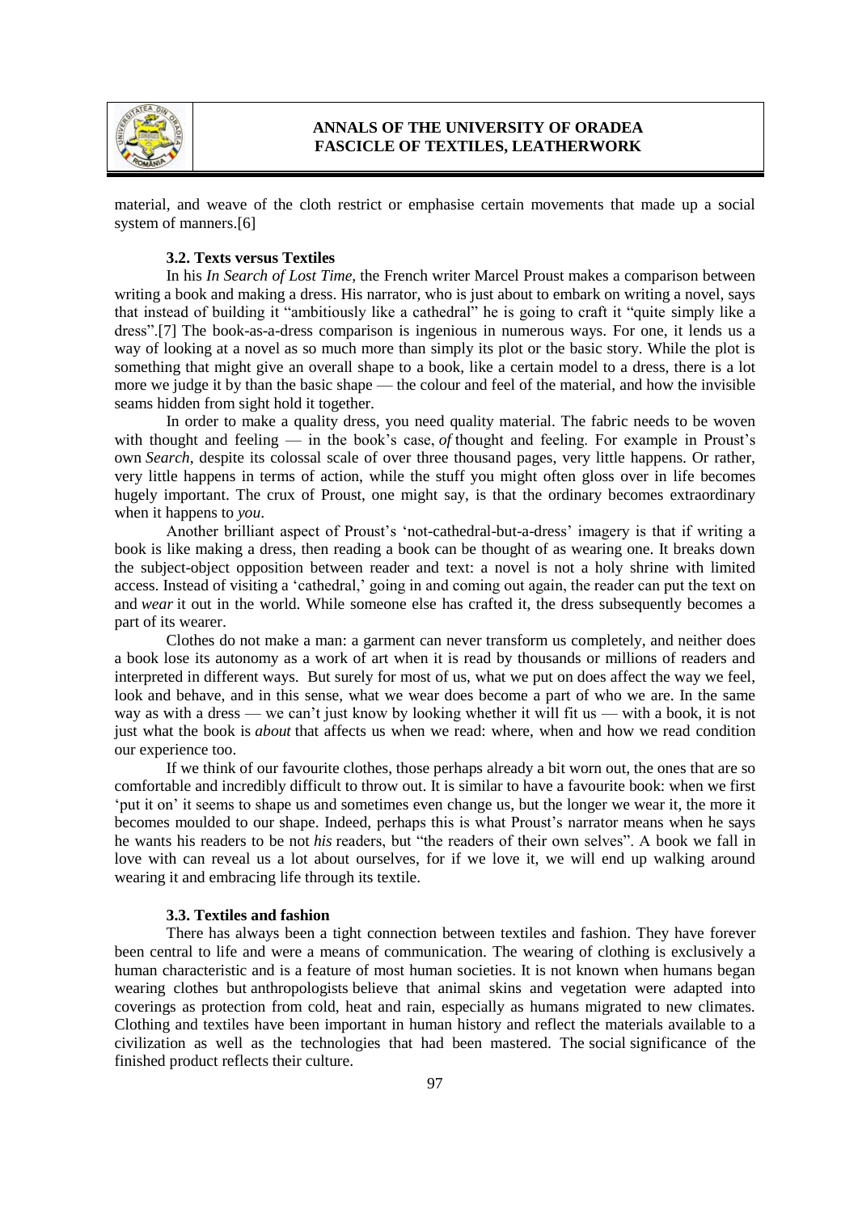material, and weave of the cloth restrict or emphasise certain movements that made up a social system of manners.[6]

### 3.2. Texts versus Textiles

In his *In Search of Lost Time*, the French writer Marcel Proust makes a comparison between writing a book and making a dress. His narrator, who is just about to embark on writing a novel, says that instead of building it "ambitiously like a cathedral" he is going to craft it "quite simply like a dress".[7] The book-as-a-dress comparison is ingenious in numerous ways. For one, it lends us a way of looking at a novel as so much more than simply its plot or the basic story. While the plot is something that might give an overall shape to a book, like a certain model to a dress, there is a lot more we judge it by than the basic shape — the colour and feel of the material, and how the invisible seams hidden from sight hold it together.

In order to make a quality dress, you need quality material. The fabric needs to be woven with thought and feeling — in the book's case, *of* thought and feeling. For example in Proust's own *Search*, despite its colossal scale of over three thousand pages, very little happens. Or rather, very little happens in terms of action, while the stuff you might often gloss over in life becomes hugely important. The crux of Proust, one might say, is that the ordinary becomes extraordinary when it happens to *you*.

Another brilliant aspect of Proust's 'not-cathedral-but-a-dress' imagery is that if writing a book is like making a dress, then reading a book can be thought of as wearing one. It breaks down the subject-object opposition between reader and text: a novel is not a holy shrine with limited access. Instead of visiting a 'cathedral,' going in and coming out again, the reader can put the text on and *wear* it out in the world. While someone else has crafted it, the dress subsequently becomes a part of its wearer.

Clothes do not make a man: a garment can never transform us completely, and neither does a book lose its autonomy as a work of art when it is read by thousands or millions of readers and interpreted in different ways. But surely for most of us, what we put on does affect the way we feel, look and behave, and in this sense, what we wear does become a part of who we are. In the same way as with a dress — we can't just know by looking whether it will fit us — with a book, it is not just what the book is *about* that affects us when we read: where, when and how we read condition our experience too.

If we think of our favourite clothes, those perhaps already a bit worn out, the ones that are so comfortable and incredibly difficult to throw out. It is similar to have a favourite book: when we first 'put it on' it seems to shape us and sometimes even change us, but the longer we wear it, the more it becomes moulded to our shape. Indeed, perhaps this is what Proust's narrator means when he says he wants his readers to be not *his* readers, but "the readers of their own selves". A book we fall in love with can reveal us a lot about ourselves, for if we love it, we will end up walking around wearing it and embracing life through its textile.

### 3.3. Textiles and fashion

There has always been a tight connection between textiles and fashion. They have forever been central to life and were a means of communication. The wearing of clothing is exclusively a human characteristic and is a feature of most human societies. It is not known when humans began wearing clothes but anthropologists believe that animal skins and vegetation were adapted into coverings as protection from cold, heat and rain, especially as humans migrated to new climates. Clothing and textiles have been important in human history and reflect the materials available to a civilization as well as the technologies that had been mastered. The social significance of the finished product reflects their culture.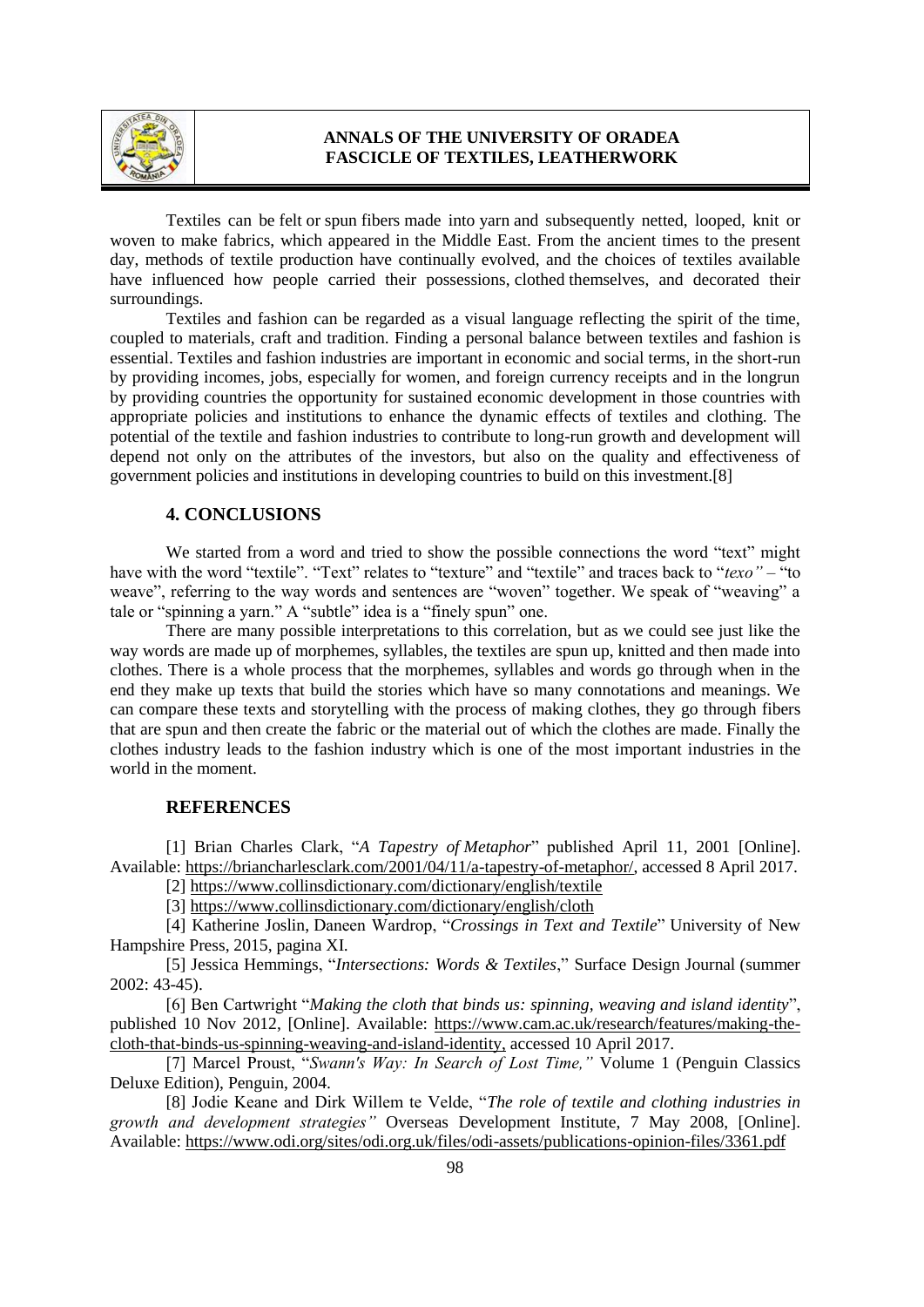Textiles can be felt or spun fibers made into yarn and subsequently netted, looped, knit or woven to make fabrics, which appeared in the Middle East. From the ancient times to the present day, methods of textile production have continually evolved, and the choices of textiles available have influenced how people carried their possessions, clothed themselves, and decorated their surroundings.

Textiles and fashion can be regarded as a visual language reflecting the spirit of the time, coupled to materials, craft and tradition. Finding a personal balance between textiles and fashion is essential. Textiles and fashion industries are important in economic and social terms, in the short-run by providing incomes, jobs, especially for women, and foreign currency receipts and in the longrun by providing countries the opportunity for sustained economic development in those countries with appropriate policies and institutions to enhance the dynamic effects of textiles and clothing. The potential of the textile and fashion industries to contribute to long-run growth and development will depend not only on the attributes of the investors, but also on the quality and effectiveness of government policies and institutions in developing countries to build on this investment.[8]

## 4. CONCLUSIONS

We started from a word and tried to show the possible connections the word "text" might have with the word "textile". "Text" relates to "texture" and "textile" and traces back to "*texo"* – "to weave", referring to the way words and sentences are "woven" together. We speak of "weaving" a tale or "spinning a yarn." A "subtle" idea is a "finely spun" one.

There are many possible interpretations to this correlation, but as we could see just like the way words are made up of morphemes, syllables, the textiles are spun up, knitted and then made into clothes. There is a whole process that the morphemes, syllables and words go through when in the end they make up texts that build the stories which have so many connotations and meanings. We can compare these texts and storytelling with the process of making clothes, they go through fibers that are spun and then create the fabric or the material out of which the clothes are made. Finally the clothes industry leads to the fashion industry which is one of the most important industries in the world in the moment.

## REFERENCES

[1] Brian Charles Clark, "*A Tapestry of Metaphor*" published April 11, 2001 [Online]. Available: https://briancharlesclark.com/2001/04/11/a-tapestry-of-metaphor/, accessed 8 April 2017.

[2] https://www.collinsdictionary.com/dictionary/english/textile

[3] https://www.collinsdictionary.com/dictionary/english/cloth

[4] Katherine Joslin, Daneen Wardrop, "*Crossings in Text and Textile*" University of New Hampshire Press, 2015, pagina XI.

[5] Jessica Hemmings, "*Intersections: Words & Textiles*," Surface Design Journal (summer 2002: 43-45).

[6] Ben Cartwright "*Making the cloth that binds us: spinning, weaving and island identity*", published 10 Nov 2012, [Online]. Available: https://www.cam.ac.uk/research/features/making-the-cloth-that-binds-us-spinning-weaving-and-island-identity, accessed 10 April 2017.

[7] Marcel Proust, "*Swann's Way: In Search of Lost Time,"* Volume 1 (Penguin Classics Deluxe Edition), Penguin, 2004.

[8] Jodie Keane and Dirk Willem te Velde, "*The role of textile and clothing industries in growth and development strategies"* Overseas Development Institute, 7 May 2008, [Online]. Available: https://www.odi.org/sites/odi.org.uk/files/odi-assets/publications-opinion-files/3361.pdf